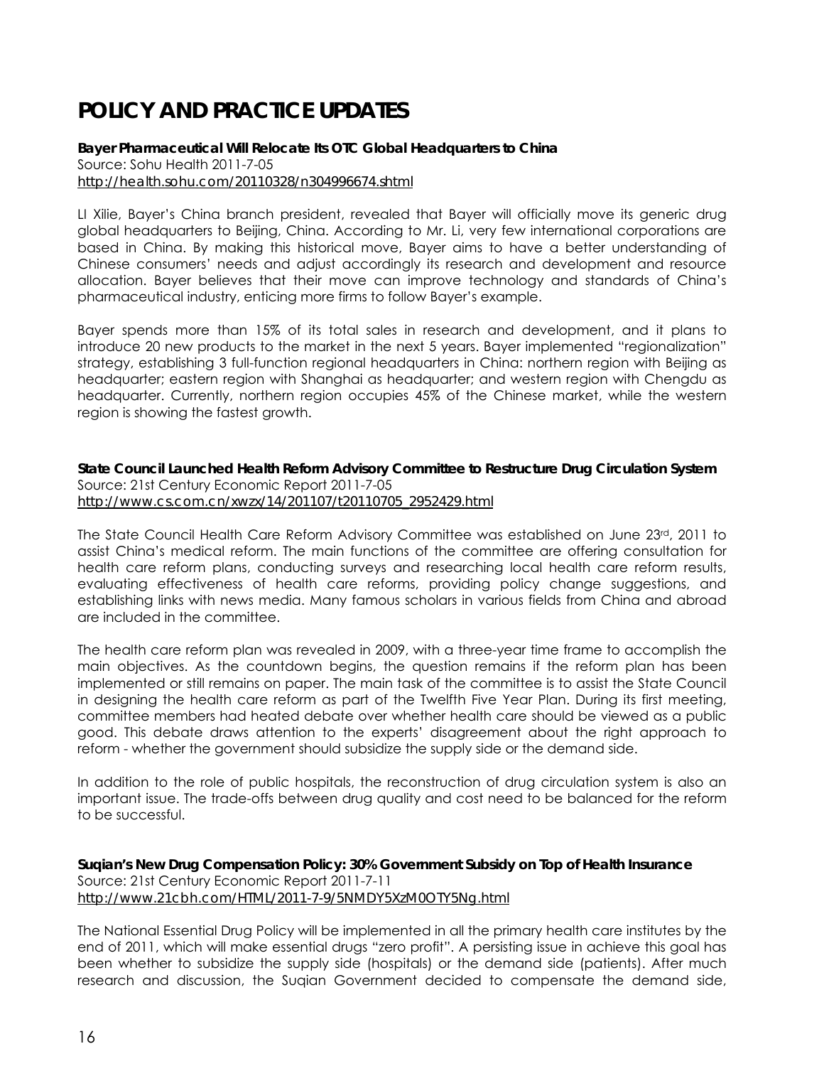# POLICY AND PRACTICE UPDATES

**Bayer Pharmaceutical Will Relocate Its OTC Global Headquarters to China**
Source: Sohu Health 2011-7-05
http://health.sohu.com/20110328/n304996674.shtml

LI Xilie, Bayer's China branch president, revealed that Bayer will officially move its generic drug global headquarters to Beijing, China. According to Mr. Li, very few international corporations are based in China. By making this historical move, Bayer aims to have a better understanding of Chinese consumers' needs and adjust accordingly its research and development and resource allocation. Bayer believes that their move can improve technology and standards of China's pharmaceutical industry, enticing more firms to follow Bayer's example.

Bayer spends more than 15% of its total sales in research and development, and it plans to introduce 20 new products to the market in the next 5 years. Bayer implemented "regionalization" strategy, establishing 3 full-function regional headquarters in China: northern region with Beijing as headquarter; eastern region with Shanghai as headquarter; and western region with Chengdu as headquarter. Currently, northern region occupies 45% of the Chinese market, while the western region is showing the fastest growth.

**State Council Launched Health Reform Advisory Committee to Restructure Drug Circulation System**
Source: 21st Century Economic Report 2011-7-05
http://www.cs.com.cn/xwzx/14/201107/t20110705_2952429.html

The State Council Health Care Reform Advisory Committee was established on June 23rd, 2011 to assist China's medical reform. The main functions of the committee are offering consultation for health care reform plans, conducting surveys and researching local health care reform results, evaluating effectiveness of health care reforms, providing policy change suggestions, and establishing links with news media. Many famous scholars in various fields from China and abroad are included in the committee.

The health care reform plan was revealed in 2009, with a three-year time frame to accomplish the main objectives. As the countdown begins, the question remains if the reform plan has been implemented or still remains on paper. The main task of the committee is to assist the State Council in designing the health care reform as part of the Twelfth Five Year Plan. During its first meeting, committee members had heated debate over whether health care should be viewed as a public good. This debate draws attention to the experts' disagreement about the right approach to reform - whether the government should subsidize the supply side or the demand side.

In addition to the role of public hospitals, the reconstruction of drug circulation system is also an important issue. The trade-offs between drug quality and cost need to be balanced for the reform to be successful.

**Suqian's New Drug Compensation Policy: 30% Government Subsidy on Top of Health Insurance**
Source: 21st Century Economic Report 2011-7-11
http://www.21cbh.com/HTML/2011-7-9/5NMDY5XzM0OTY5Ng.html

The National Essential Drug Policy will be implemented in all the primary health care institutes by the end of 2011, which will make essential drugs "zero profit". A persisting issue in achieve this goal has been whether to subsidize the supply side (hospitals) or the demand side (patients). After much research and discussion, the Suqian Government decided to compensate the demand side,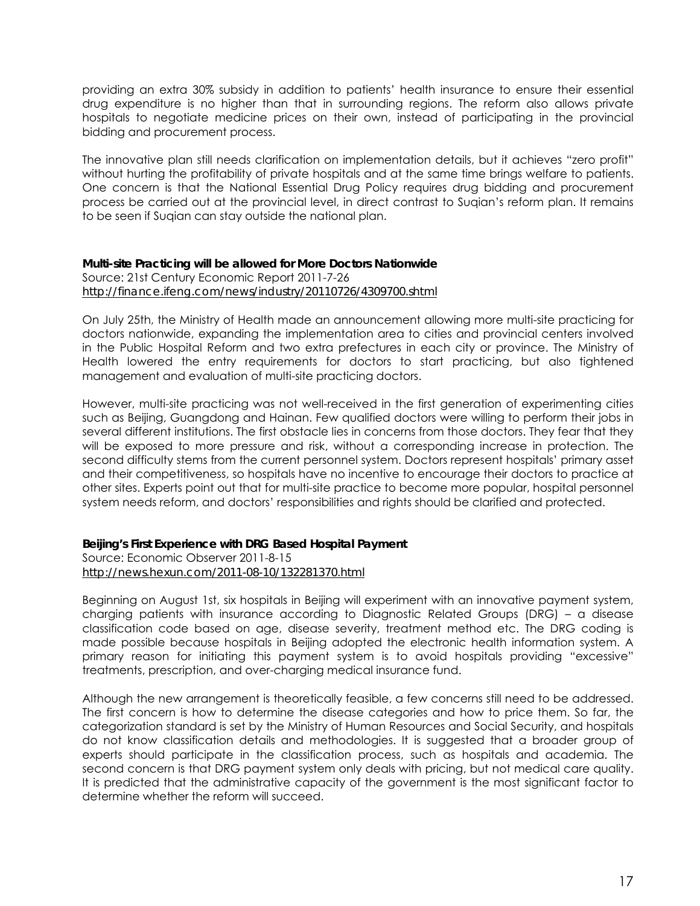providing an extra 30% subsidy in addition to patients' health insurance to ensure their essential drug expenditure is no higher than that in surrounding regions. The reform also allows private hospitals to negotiate medicine prices on their own, instead of participating in the provincial bidding and procurement process.

The innovative plan still needs clarification on implementation details, but it achieves "zero profit" without hurting the profitability of private hospitals and at the same time brings welfare to patients. One concern is that the National Essential Drug Policy requires drug bidding and procurement process be carried out at the provincial level, in direct contrast to Suqian's reform plan. It remains to be seen if Suqian can stay outside the national plan.

**Multi-site Practicing will be allowed for More Doctors Nationwide**
Source: 21st Century Economic Report 2011-7-26
http://finance.ifeng.com/news/industry/20110726/4309700.shtml

On July 25th, the Ministry of Health made an announcement allowing more multi-site practicing for doctors nationwide, expanding the implementation area to cities and provincial centers involved in the Public Hospital Reform and two extra prefectures in each city or province. The Ministry of Health lowered the entry requirements for doctors to start practicing, but also tightened management and evaluation of multi-site practicing doctors.

However, multi-site practicing was not well-received in the first generation of experimenting cities such as Beijing, Guangdong and Hainan. Few qualified doctors were willing to perform their jobs in several different institutions. The first obstacle lies in concerns from those doctors. They fear that they will be exposed to more pressure and risk, without a corresponding increase in protection. The second difficulty stems from the current personnel system. Doctors represent hospitals' primary asset and their competitiveness, so hospitals have no incentive to encourage their doctors to practice at other sites. Experts point out that for multi-site practice to become more popular, hospital personnel system needs reform, and doctors' responsibilities and rights should be clarified and protected.

**Beijing's First Experience with DRG Based Hospital Payment**
Source: Economic Observer 2011-8-15
http://news.hexun.com/2011-08-10/132281370.html

Beginning on August 1st, six hospitals in Beijing will experiment with an innovative payment system, charging patients with insurance according to Diagnostic Related Groups (DRG) – a disease classification code based on age, disease severity, treatment method etc. The DRG coding is made possible because hospitals in Beijing adopted the electronic health information system. A primary reason for initiating this payment system is to avoid hospitals providing "excessive" treatments, prescription, and over-charging medical insurance fund.

Although the new arrangement is theoretically feasible, a few concerns still need to be addressed. The first concern is how to determine the disease categories and how to price them. So far, the categorization standard is set by the Ministry of Human Resources and Social Security, and hospitals do not know classification details and methodologies. It is suggested that a broader group of experts should participate in the classification process, such as hospitals and academia. The second concern is that DRG payment system only deals with pricing, but not medical care quality. It is predicted that the administrative capacity of the government is the most significant factor to determine whether the reform will succeed.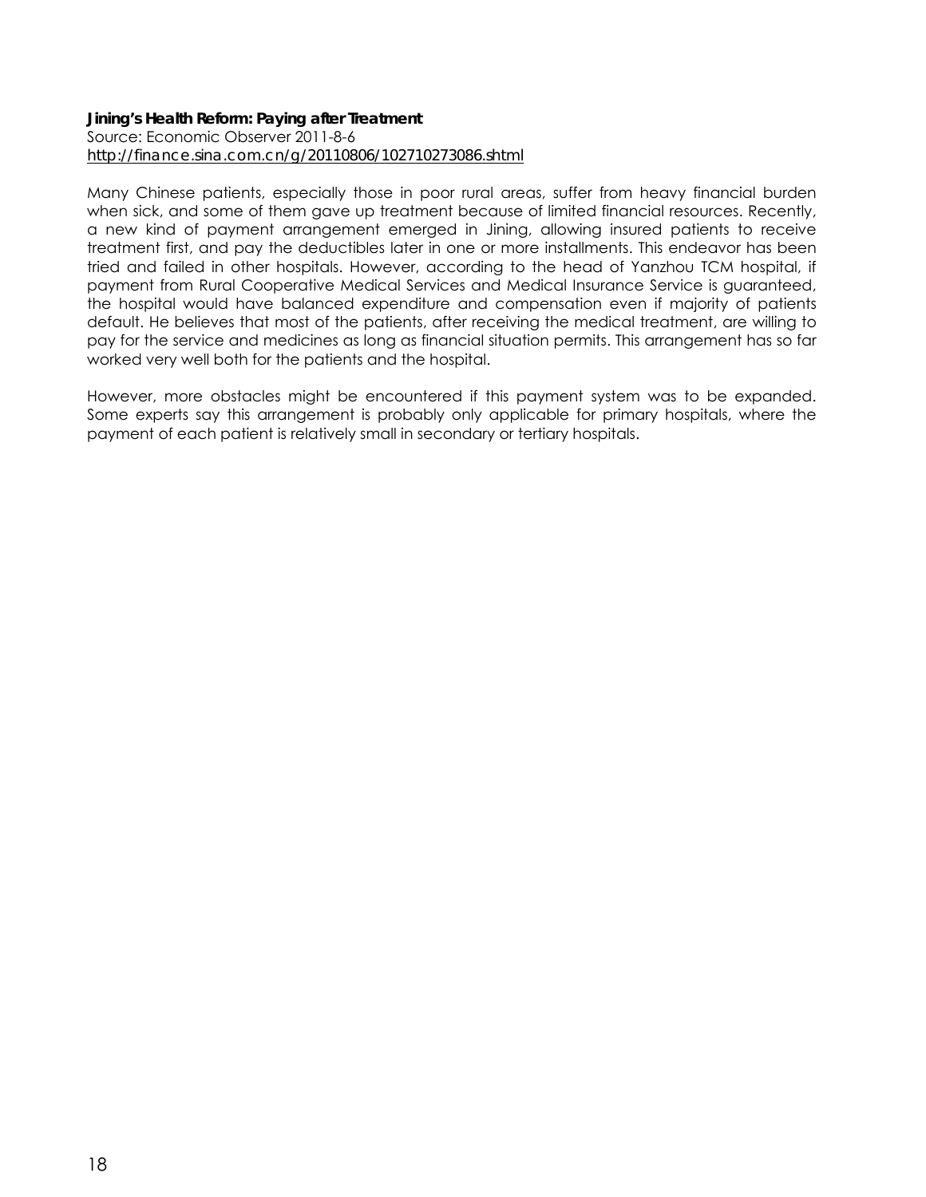**Jining's Health Reform: Paying after Treatment**
Source: Economic Observer 2011-8-6
http://finance.sina.com.cn/g/20110806/102710273086.shtml

Many Chinese patients, especially those in poor rural areas, suffer from heavy financial burden when sick, and some of them gave up treatment because of limited financial resources. Recently, a new kind of payment arrangement emerged in Jining, allowing insured patients to receive treatment first, and pay the deductibles later in one or more installments. This endeavor has been tried and failed in other hospitals. However, according to the head of Yanzhou TCM hospital, if payment from Rural Cooperative Medical Services and Medical Insurance Service is guaranteed, the hospital would have balanced expenditure and compensation even if majority of patients default. He believes that most of the patients, after receiving the medical treatment, are willing to pay for the service and medicines as long as financial situation permits. This arrangement has so far worked very well both for the patients and the hospital.

However, more obstacles might be encountered if this payment system was to be expanded. Some experts say this arrangement is probably only applicable for primary hospitals, where the payment of each patient is relatively small in secondary or tertiary hospitals.